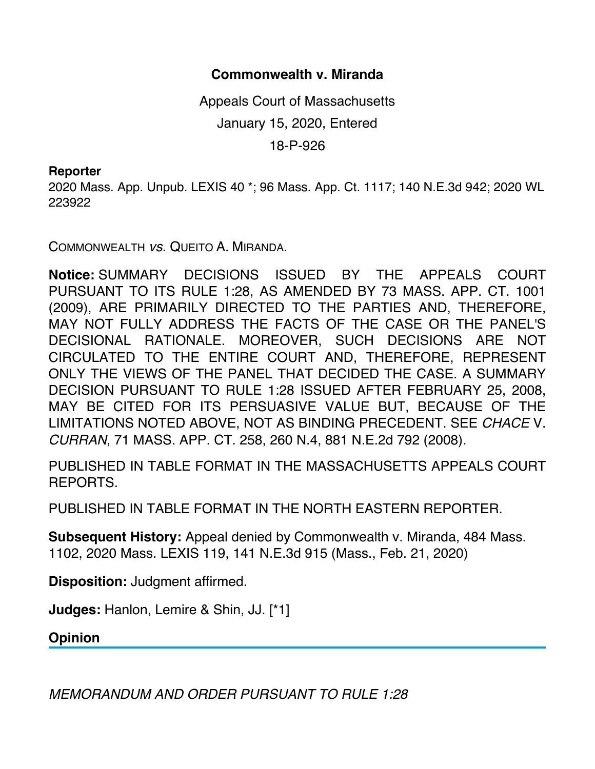# Commonwealth v. Miranda

Appeals Court of Massachusetts

January 15, 2020, Entered

18-P-926

**Reporter**

2020 Mass. App. Unpub. LEXIS 40 *; 96 Mass. App. Ct. 1117; 140 N.E.3d 942; 2020 WL 223922

COMMONWEALTH *vs.* QUEITO A. MIRANDA.

**Notice:** SUMMARY DECISIONS ISSUED BY THE APPEALS COURT PURSUANT TO ITS RULE 1:28, AS AMENDED BY 73 MASS. APP. CT. 1001 (2009), ARE PRIMARILY DIRECTED TO THE PARTIES AND, THEREFORE, MAY NOT FULLY ADDRESS THE FACTS OF THE CASE OR THE PANEL'S DECISIONAL RATIONALE. MOREOVER, SUCH DECISIONS ARE NOT CIRCULATED TO THE ENTIRE COURT AND, THEREFORE, REPRESENT ONLY THE VIEWS OF THE PANEL THAT DECIDED THE CASE. A SUMMARY DECISION PURSUANT TO RULE 1:28 ISSUED AFTER FEBRUARY 25, 2008, MAY BE CITED FOR ITS PERSUASIVE VALUE BUT, BECAUSE OF THE LIMITATIONS NOTED ABOVE, NOT AS BINDING PRECEDENT. SEE *CHACE* V. *CURRAN*, 71 MASS. APP. CT. 258, 260 N.4, 881 N.E.2d 792 (2008).

PUBLISHED IN TABLE FORMAT IN THE MASSACHUSETTS APPEALS COURT REPORTS.

PUBLISHED IN TABLE FORMAT IN THE NORTH EASTERN REPORTER.

**Subsequent History:** Appeal denied by Commonwealth v. Miranda, 484 Mass. 1102, 2020 Mass. LEXIS 119, 141 N.E.3d 915 (Mass., Feb. 21, 2020)

**Disposition:** Judgment affirmed.

**Judges:** Hanlon, Lemire & Shin, JJ. [*1]

## Opinion

*MEMORANDUM AND ORDER PURSUANT TO RULE 1:28*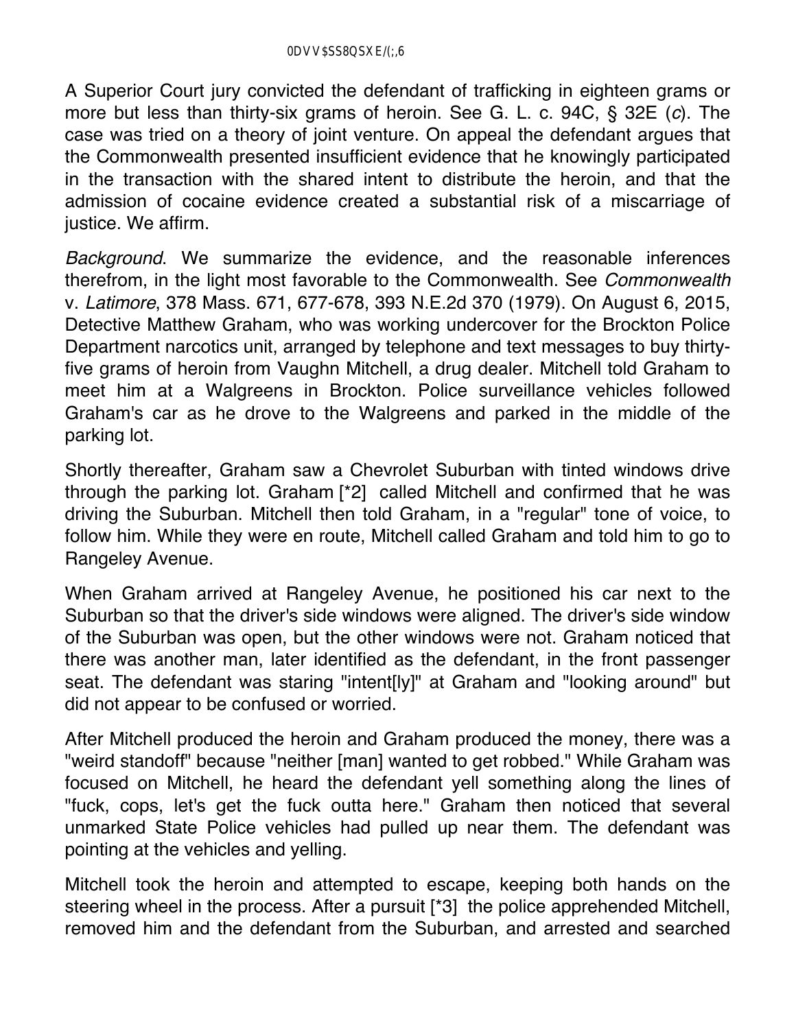A Superior Court jury convicted the defendant of trafficking in eighteen grams or more but less than thirty-six grams of heroin. See G. L. c. 94C, § 32E (*c*). The case was tried on a theory of joint venture. On appeal the defendant argues that the Commonwealth presented insufficient evidence that he knowingly participated in the transaction with the shared intent to distribute the heroin, and that the admission of cocaine evidence created a substantial risk of a miscarriage of justice. We affirm.

*Background*. We summarize the evidence, and the reasonable inferences therefrom, in the light most favorable to the Commonwealth. See *Commonwealth* v. *Latimore*, 378 Mass. 671, 677-678, 393 N.E.2d 370 (1979). On August 6, 2015, Detective Matthew Graham, who was working undercover for the Brockton Police Department narcotics unit, arranged by telephone and text messages to buy thirty-five grams of heroin from Vaughn Mitchell, a drug dealer. Mitchell told Graham to meet him at a Walgreens in Brockton. Police surveillance vehicles followed Graham's car as he drove to the Walgreens and parked in the middle of the parking lot.

Shortly thereafter, Graham saw a Chevrolet Suburban with tinted windows drive through the parking lot. Graham [*2] called Mitchell and confirmed that he was driving the Suburban. Mitchell then told Graham, in a "regular" tone of voice, to follow him. While they were en route, Mitchell called Graham and told him to go to Rangeley Avenue.

When Graham arrived at Rangeley Avenue, he positioned his car next to the Suburban so that the driver's side windows were aligned. The driver's side window of the Suburban was open, but the other windows were not. Graham noticed that there was another man, later identified as the defendant, in the front passenger seat. The defendant was staring "intent[ly]" at Graham and "looking around" but did not appear to be confused or worried.

After Mitchell produced the heroin and Graham produced the money, there was a "weird standoff" because "neither [man] wanted to get robbed." While Graham was focused on Mitchell, he heard the defendant yell something along the lines of "fuck, cops, let's get the fuck outta here." Graham then noticed that several unmarked State Police vehicles had pulled up near them. The defendant was pointing at the vehicles and yelling.

Mitchell took the heroin and attempted to escape, keeping both hands on the steering wheel in the process. After a pursuit [*3] the police apprehended Mitchell, removed him and the defendant from the Suburban, and arrested and searched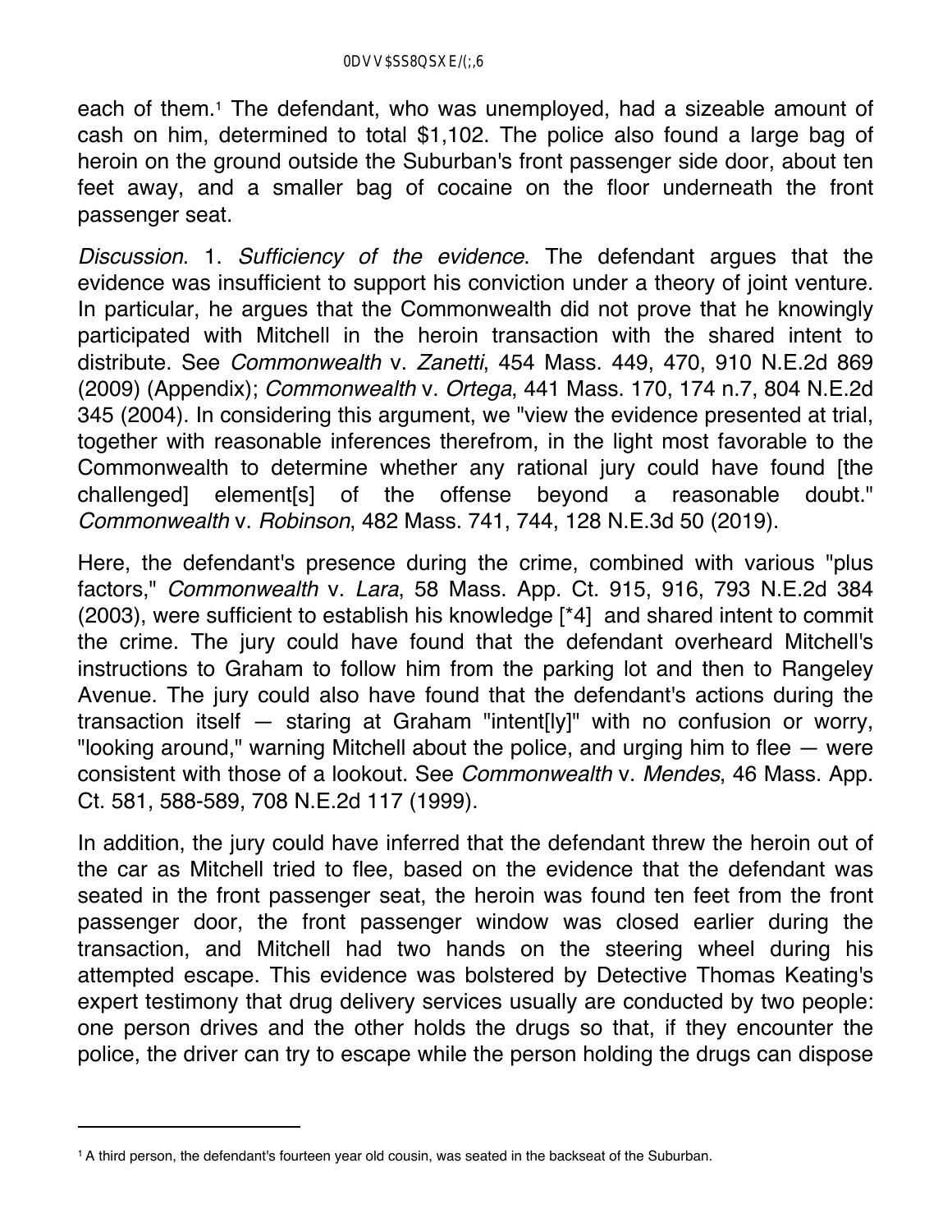each of them.[1] The defendant, who was unemployed, had a sizeable amount of cash on him, determined to total $1,102. The police also found a large bag of heroin on the ground outside the Suburban's front passenger side door, about ten feet away, and a smaller bag of cocaine on the floor underneath the front passenger seat.

*Discussion*. 1. *Sufficiency of the evidence*. The defendant argues that the evidence was insufficient to support his conviction under a theory of joint venture. In particular, he argues that the Commonwealth did not prove that he knowingly participated with Mitchell in the heroin transaction with the shared intent to distribute. See *Commonwealth* v. *Zanetti*, 454 Mass. 449, 470, 910 N.E.2d 869 (2009) (Appendix); *Commonwealth* v. *Ortega*, 441 Mass. 170, 174 n.7, 804 N.E.2d 345 (2004). In considering this argument, we "view the evidence presented at trial, together with reasonable inferences therefrom, in the light most favorable to the Commonwealth to determine whether any rational jury could have found [the challenged] element[s] of the offense beyond a reasonable doubt." *Commonwealth* v. *Robinson*, 482 Mass. 741, 744, 128 N.E.3d 50 (2019).

Here, the defendant's presence during the crime, combined with various "plus factors," *Commonwealth* v. *Lara*, 58 Mass. App. Ct. 915, 916, 793 N.E.2d 384 (2003), were sufficient to establish his knowledge [*4] and shared intent to commit the crime. The jury could have found that the defendant overheard Mitchell's instructions to Graham to follow him from the parking lot and then to Rangeley Avenue. The jury could also have found that the defendant's actions during the transaction itself — staring at Graham "intent[ly]" with no confusion or worry, "looking around," warning Mitchell about the police, and urging him to flee — were consistent with those of a lookout. See *Commonwealth* v. *Mendes*, 46 Mass. App. Ct. 581, 588-589, 708 N.E.2d 117 (1999).

In addition, the jury could have inferred that the defendant threw the heroin out of the car as Mitchell tried to flee, based on the evidence that the defendant was seated in the front passenger seat, the heroin was found ten feet from the front passenger door, the front passenger window was closed earlier during the transaction, and Mitchell had two hands on the steering wheel during his attempted escape. This evidence was bolstered by Detective Thomas Keating's expert testimony that drug delivery services usually are conducted by two people: one person drives and the other holds the drugs so that, if they encounter the police, the driver can try to escape while the person holding the drugs can dispose

---

[1] A third person, the defendant's fourteen year old cousin, was seated in the backseat of the Suburban.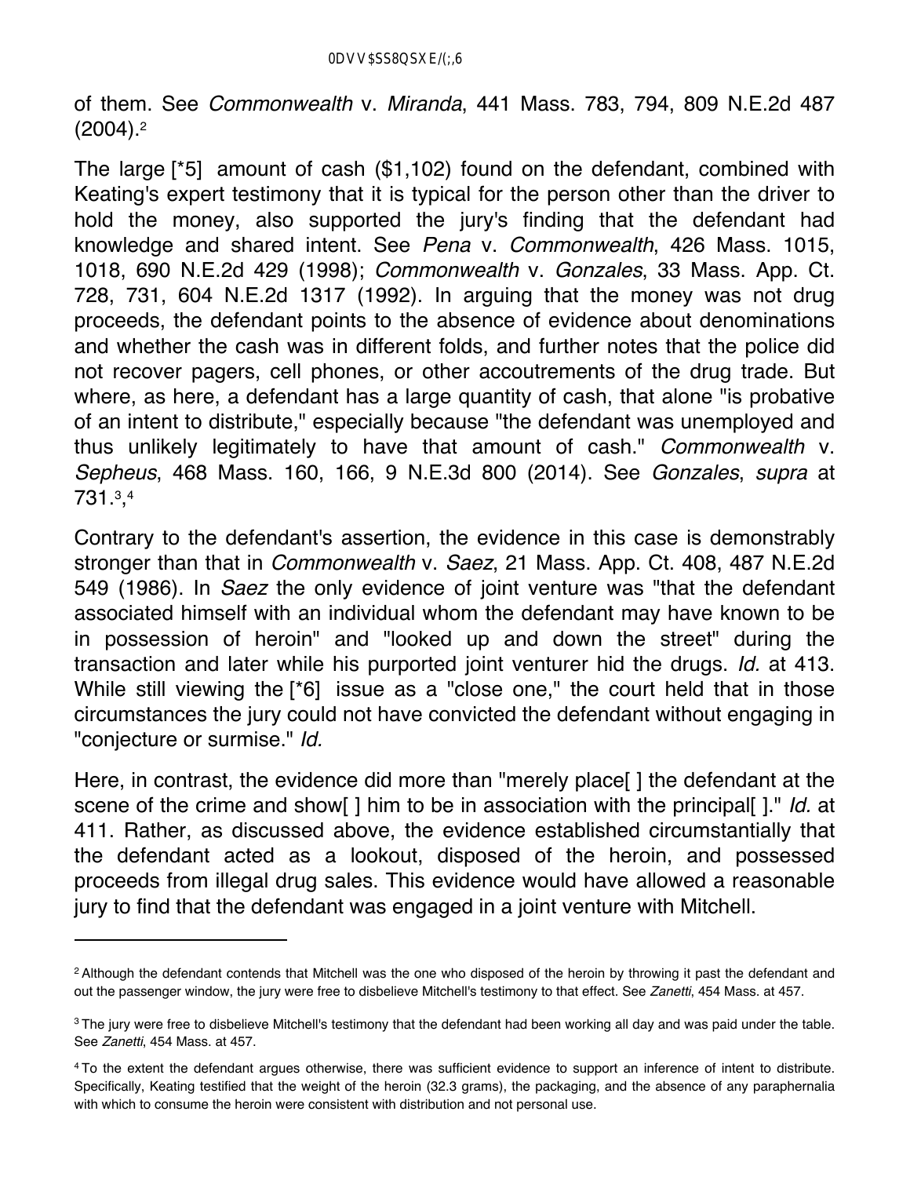of them. See *Commonwealth* v. *Miranda*, 441 Mass. 783, 794, 809 N.E.2d 487 (2004).[2]

The large [*5] amount of cash ($1,102) found on the defendant, combined with Keating's expert testimony that it is typical for the person other than the driver to hold the money, also supported the jury's finding that the defendant had knowledge and shared intent. See *Pena* v. *Commonwealth*, 426 Mass. 1015, 1018, 690 N.E.2d 429 (1998); *Commonwealth* v. *Gonzales*, 33 Mass. App. Ct. 728, 731, 604 N.E.2d 1317 (1992). In arguing that the money was not drug proceeds, the defendant points to the absence of evidence about denominations and whether the cash was in different folds, and further notes that the police did not recover pagers, cell phones, or other accoutrements of the drug trade. But where, as here, a defendant has a large quantity of cash, that alone "is probative of an intent to distribute," especially because "the defendant was unemployed and thus unlikely legitimately to have that amount of cash." *Commonwealth* v. *Sepheus*, 468 Mass. 160, 166, 9 N.E.3d 800 (2014). See *Gonzales*, *supra* at 731.[3],[4]

Contrary to the defendant's assertion, the evidence in this case is demonstrably stronger than that in *Commonwealth* v. *Saez*, 21 Mass. App. Ct. 408, 487 N.E.2d 549 (1986). In *Saez* the only evidence of joint venture was "that the defendant associated himself with an individual whom the defendant may have known to be in possession of heroin" and "looked up and down the street" during the transaction and later while his purported joint venturer hid the drugs. *Id.* at 413. While still viewing the [*6] issue as a "close one," the court held that in those circumstances the jury could not have convicted the defendant without engaging in "conjecture or surmise." *Id.*

Here, in contrast, the evidence did more than "merely place[ ] the defendant at the scene of the crime and show[ ] him to be in association with the principal[ ]." *Id.* at 411. Rather, as discussed above, the evidence established circumstantially that the defendant acted as a lookout, disposed of the heroin, and possessed proceeds from illegal drug sales. This evidence would have allowed a reasonable jury to find that the defendant was engaged in a joint venture with Mitchell.

---

[2] Although the defendant contends that Mitchell was the one who disposed of the heroin by throwing it past the defendant and out the passenger window, the jury were free to disbelieve Mitchell's testimony to that effect. See *Zanetti*, 454 Mass. at 457.

[3] The jury were free to disbelieve Mitchell's testimony that the defendant had been working all day and was paid under the table. See *Zanetti*, 454 Mass. at 457.

[4] To the extent the defendant argues otherwise, there was sufficient evidence to support an inference of intent to distribute. Specifically, Keating testified that the weight of the heroin (32.3 grams), the packaging, and the absence of any paraphernalia with which to consume the heroin were consistent with distribution and not personal use.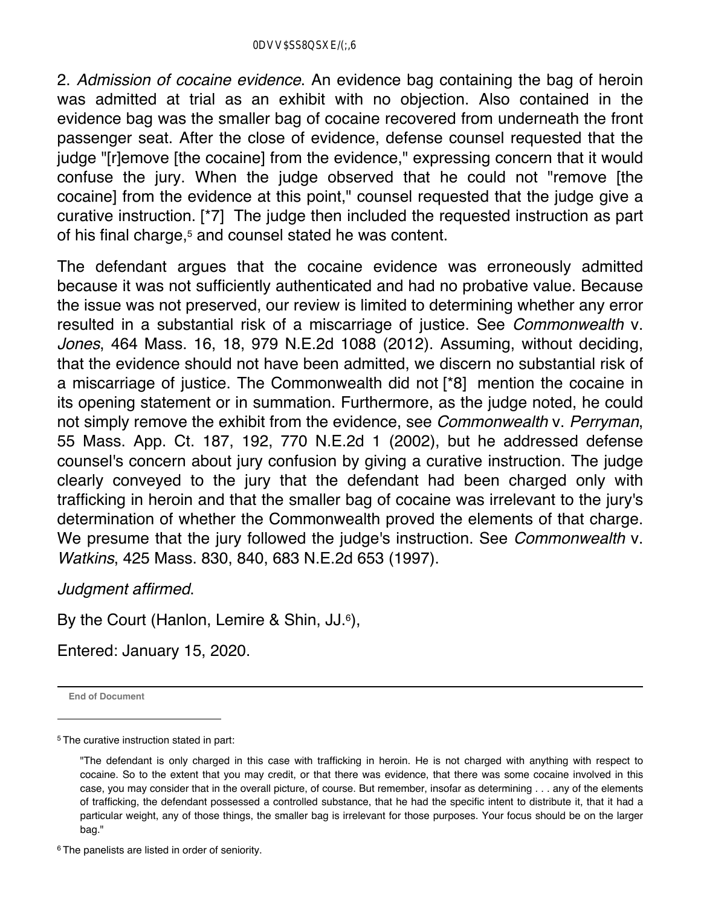2. *Admission of cocaine evidence*. An evidence bag containing the bag of heroin was admitted at trial as an exhibit with no objection. Also contained in the evidence bag was the smaller bag of cocaine recovered from underneath the front passenger seat. After the close of evidence, defense counsel requested that the judge "[r]emove [the cocaine] from the evidence," expressing concern that it would confuse the jury. When the judge observed that he could not "remove [the cocaine] from the evidence at this point," counsel requested that the judge give a curative instruction. [*7] The judge then included the requested instruction as part of his final charge,[5] and counsel stated he was content.

The defendant argues that the cocaine evidence was erroneously admitted because it was not sufficiently authenticated and had no probative value. Because the issue was not preserved, our review is limited to determining whether any error resulted in a substantial risk of a miscarriage of justice. See *Commonwealth* v. *Jones*, 464 Mass. 16, 18, 979 N.E.2d 1088 (2012). Assuming, without deciding, that the evidence should not have been admitted, we discern no substantial risk of a miscarriage of justice. The Commonwealth did not [*8] mention the cocaine in its opening statement or in summation. Furthermore, as the judge noted, he could not simply remove the exhibit from the evidence, see *Commonwealth* v. *Perryman*, 55 Mass. App. Ct. 187, 192, 770 N.E.2d 1 (2002), but he addressed defense counsel's concern about jury confusion by giving a curative instruction. The judge clearly conveyed to the jury that the defendant had been charged only with trafficking in heroin and that the smaller bag of cocaine was irrelevant to the jury's determination of whether the Commonwealth proved the elements of that charge. We presume that the jury followed the judge's instruction. See *Commonwealth* v. *Watkins*, 425 Mass. 830, 840, 683 N.E.2d 653 (1997).

*Judgment affirmed*.

By the Court (Hanlon, Lemire & Shin, JJ.[6]),

Entered: January 15, 2020.

---

End of Document

---

[5] The curative instruction stated in part:

> "The defendant is only charged in this case with trafficking in heroin. He is not charged with anything with respect to cocaine. So to the extent that you may credit, or that there was evidence, that there was some cocaine involved in this case, you may consider that in the overall picture, of course. But remember, insofar as determining . . . any of the elements of trafficking, the defendant possessed a controlled substance, that he had the specific intent to distribute it, that it had a particular weight, any of those things, the smaller bag is irrelevant for those purposes. Your focus should be on the larger bag."

[6] The panelists are listed in order of seniority.